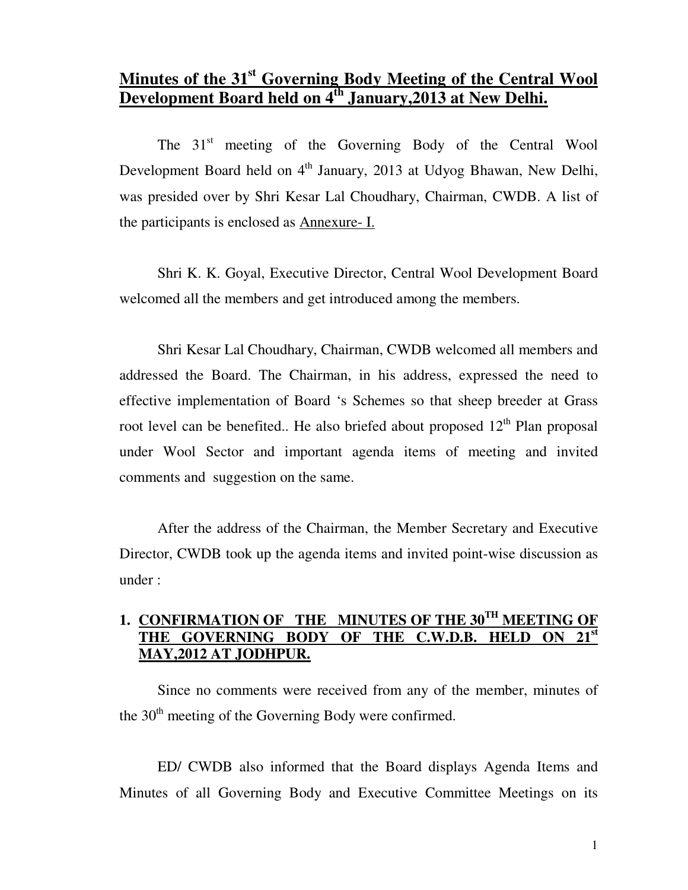# Minutes of the 31st Governing Body Meeting of the Central Wool Development Board held on 4th January,2013 at New Delhi.

The 31st meeting of the Governing Body of the Central Wool Development Board held on 4th January, 2013 at Udyog Bhawan, New Delhi, was presided over by Shri Kesar Lal Choudhary, Chairman, CWDB. A list of the participants is enclosed as Annexure- I.

Shri K. K. Goyal, Executive Director, Central Wool Development Board welcomed all the members and get introduced among the members.

Shri Kesar Lal Choudhary, Chairman, CWDB welcomed all members and addressed the Board. The Chairman, in his address, expressed the need to effective implementation of Board 's Schemes so that sheep breeder at Grass root level can be benefited.. He also briefed about proposed 12th Plan proposal under Wool Sector and important agenda items of meeting and invited comments and suggestion on the same.

After the address of the Chairman, the Member Secretary and Executive Director, CWDB took up the agenda items and invited point-wise discussion as under :

## 1. CONFIRMATION OF THE MINUTES OF THE 30TH MEETING OF THE GOVERNING BODY OF THE C.W.D.B. HELD ON 21st MAY,2012 AT JODHPUR.

Since no comments were received from any of the member, minutes of the 30th meeting of the Governing Body were confirmed.

ED/ CWDB also informed that the Board displays Agenda Items and Minutes of all Governing Body and Executive Committee Meetings on its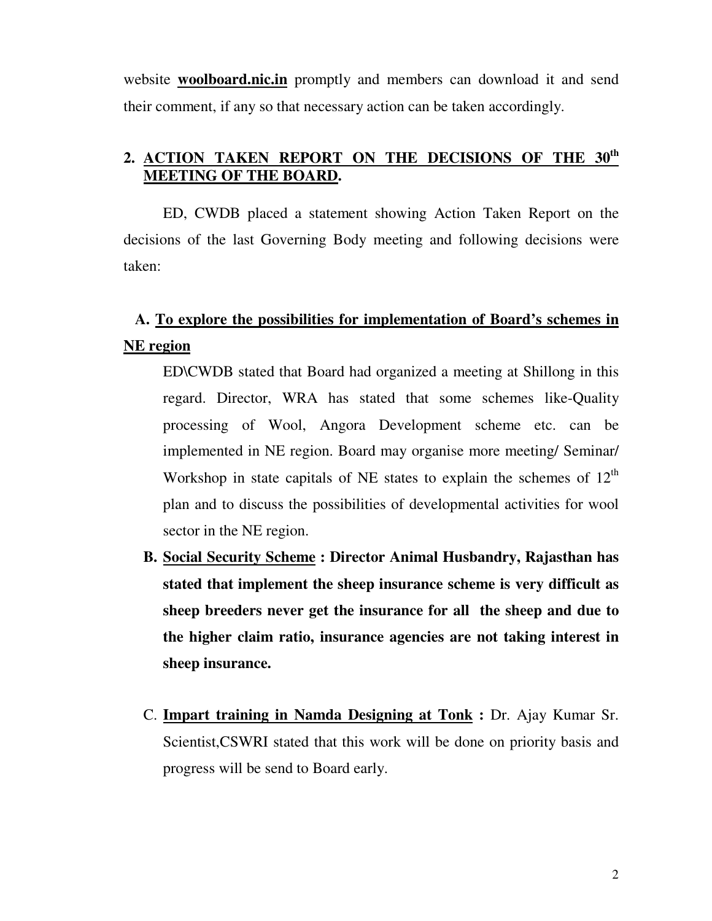website **woolboard.nic.in** promptly and members can download it and send their comment, if any so that necessary action can be taken accordingly.

## 2. ACTION TAKEN REPORT ON THE DECISIONS OF THE 30th MEETING OF THE BOARD.

ED, CWDB placed a statement showing Action Taken Report on the decisions of the last Governing Body meeting and following decisions were taken:

**A. To explore the possibilities for implementation of Board's schemes in NE region**

ED\CWDB stated that Board had organized a meeting at Shillong in this regard. Director, WRA has stated that some schemes like-Quality processing of Wool, Angora Development scheme etc. can be implemented in NE region. Board may organise more meeting/ Seminar/ Workshop in state capitals of NE states to explain the schemes of 12th plan and to discuss the possibilities of developmental activities for wool sector in the NE region.

**B. Social Security Scheme : Director Animal Husbandry, Rajasthan has stated that implement the sheep insurance scheme is very difficult as sheep breeders never get the insurance for all the sheep and due to the higher claim ratio, insurance agencies are not taking interest in sheep insurance.**

C. **Impart training in Namda Designing at Tonk :** Dr. Ajay Kumar Sr. Scientist,CSWRI stated that this work will be done on priority basis and progress will be send to Board early.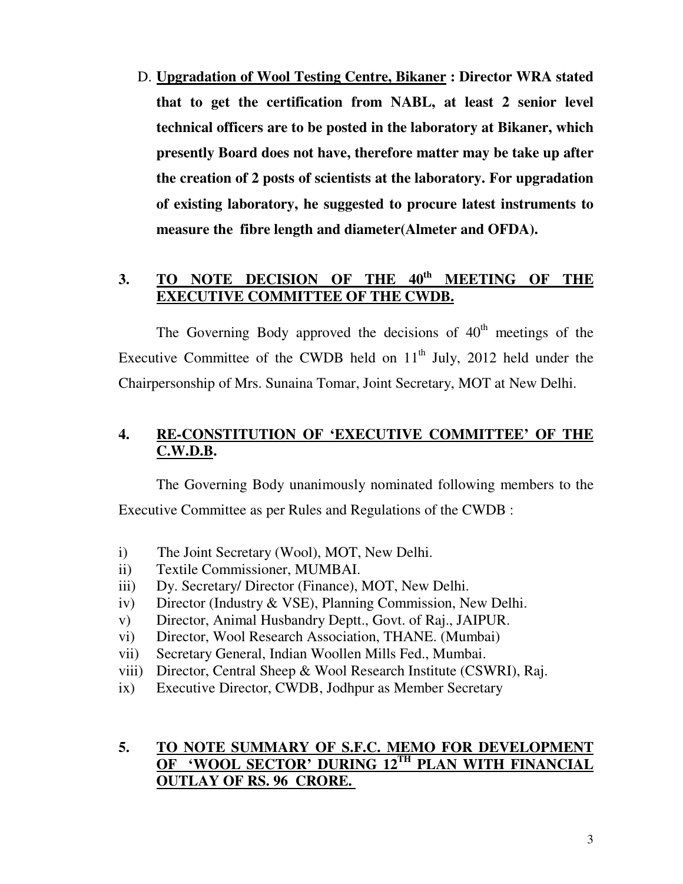D. **<u>Upgradation of Wool Testing Centre, Bikaner</u> : Director WRA stated that to get the certification from NABL, at least 2 senior level technical officers are to be posted in the laboratory at Bikaner, which presently Board does not have, therefore matter may be take up after the creation of 2 posts of scientists at the laboratory. For upgradation of existing laboratory, he suggested to procure latest instruments to measure the fibre length and diameter(Almeter and OFDA).**

## 3. TO NOTE DECISION OF THE 40th MEETING OF THE EXECUTIVE COMMITTEE OF THE CWDB.

The Governing Body approved the decisions of 40th meetings of the Executive Committee of the CWDB held on 11th July, 2012 held under the Chairpersonship of Mrs. Sunaina Tomar, Joint Secretary, MOT at New Delhi.

## 4. RE-CONSTITUTION OF 'EXECUTIVE COMMITTEE' OF THE C.W.D.B.

The Governing Body unanimously nominated following members to the Executive Committee as per Rules and Regulations of the CWDB :

i) The Joint Secretary (Wool), MOT, New Delhi.
ii) Textile Commissioner, MUMBAI.
iii) Dy. Secretary/ Director (Finance), MOT, New Delhi.
iv) Director (Industry & VSE), Planning Commission, New Delhi.
v) Director, Animal Husbandry Deptt., Govt. of Raj., JAIPUR.
vi) Director, Wool Research Association, THANE. (Mumbai)
vii) Secretary General, Indian Woollen Mills Fed., Mumbai.
viii) Director, Central Sheep & Wool Research Institute (CSWRI), Raj.
ix) Executive Director, CWDB, Jodhpur as Member Secretary

## 5. TO NOTE SUMMARY OF S.F.C. MEMO FOR DEVELOPMENT OF 'WOOL SECTOR' DURING 12TH PLAN WITH FINANCIAL OUTLAY OF RS. 96 CRORE.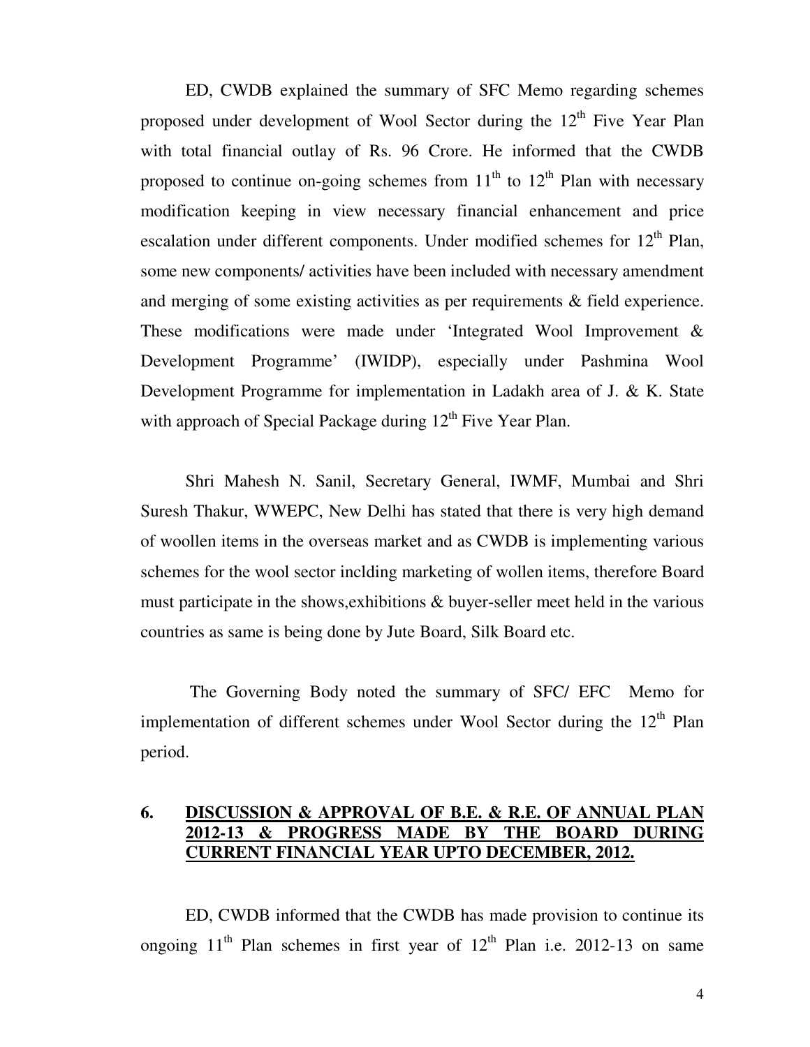ED, CWDB explained the summary of SFC Memo regarding schemes proposed under development of Wool Sector during the 12th Five Year Plan with total financial outlay of Rs. 96 Crore. He informed that the CWDB proposed to continue on-going schemes from 11th to 12th Plan with necessary modification keeping in view necessary financial enhancement and price escalation under different components. Under modified schemes for 12th Plan, some new components/ activities have been included with necessary amendment and merging of some existing activities as per requirements & field experience. These modifications were made under 'Integrated Wool Improvement & Development Programme' (IWIDP), especially under Pashmina Wool Development Programme for implementation in Ladakh area of J. & K. State with approach of Special Package during 12th Five Year Plan.

Shri Mahesh N. Sanil, Secretary General, IWMF, Mumbai and Shri Suresh Thakur, WWEPC, New Delhi has stated that there is very high demand of woollen items in the overseas market and as CWDB is implementing various schemes for the wool sector inclding marketing of wollen items, therefore Board must participate in the shows,exhibitions & buyer-seller meet held in the various countries as same is being done by Jute Board, Silk Board etc.

The Governing Body noted the summary of SFC/ EFC Memo for implementation of different schemes under Wool Sector during the 12th Plan period.

## 6. DISCUSSION & APPROVAL OF B.E. & R.E. OF ANNUAL PLAN 2012-13 & PROGRESS MADE BY THE BOARD DURING CURRENT FINANCIAL YEAR UPTO DECEMBER, 2012.

ED, CWDB informed that the CWDB has made provision to continue its ongoing 11th Plan schemes in first year of 12th Plan i.e. 2012-13 on same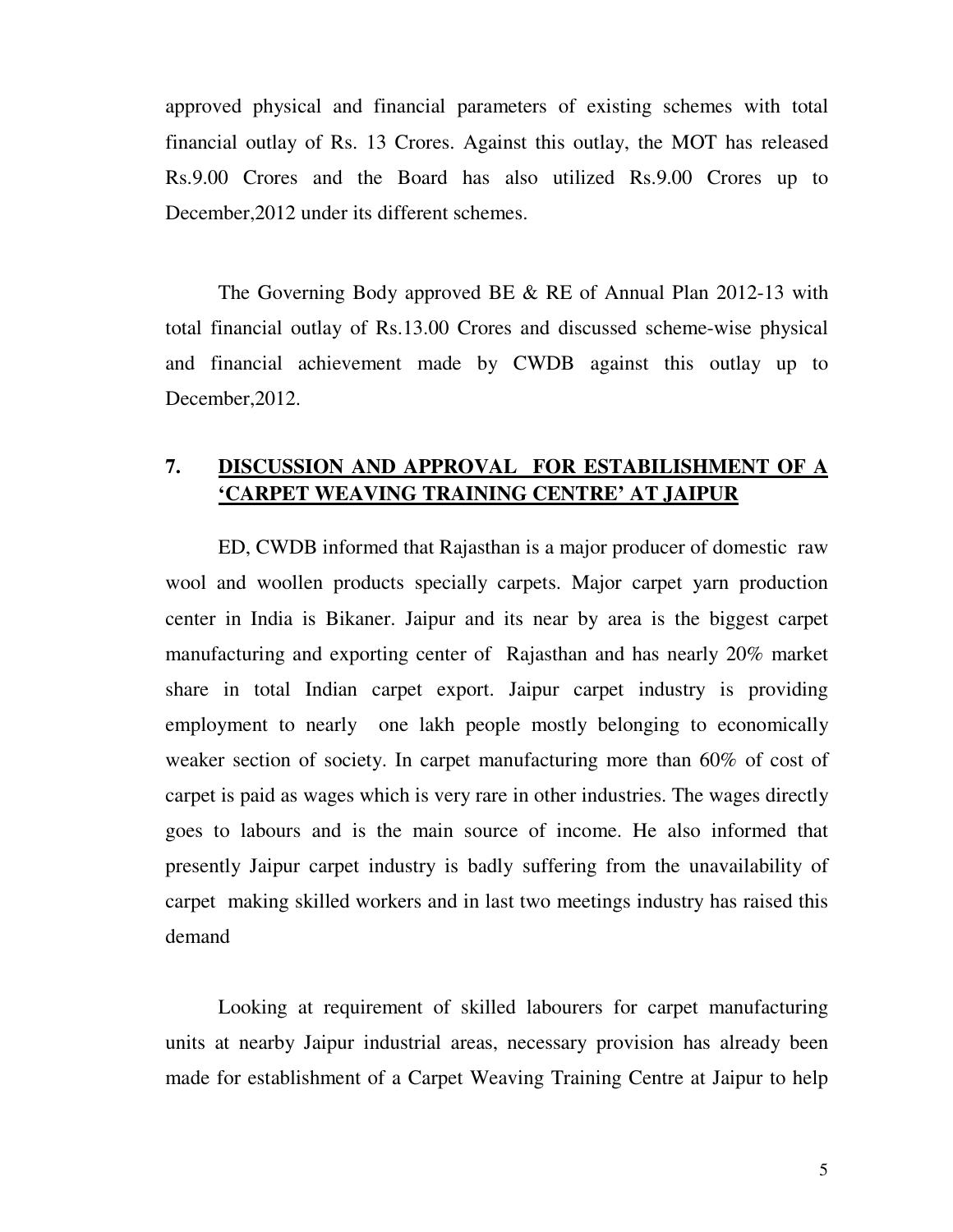approved physical and financial parameters of existing schemes with total financial outlay of Rs. 13 Crores. Against this outlay, the MOT has released Rs.9.00 Crores and the Board has also utilized Rs.9.00 Crores up to December,2012 under its different schemes.

The Governing Body approved BE & RE of Annual Plan 2012-13 with total financial outlay of Rs.13.00 Crores and discussed scheme-wise physical and financial achievement made by CWDB against this outlay up to December,2012.

## 7. <u>DISCUSSION AND APPROVAL FOR ESTABILISHMENT OF A 'CARPET WEAVING TRAINING CENTRE' AT JAIPUR</u>

ED, CWDB informed that Rajasthan is a major producer of domestic raw wool and woollen products specially carpets. Major carpet yarn production center in India is Bikaner. Jaipur and its near by area is the biggest carpet manufacturing and exporting center of Rajasthan and has nearly 20% market share in total Indian carpet export. Jaipur carpet industry is providing employment to nearly one lakh people mostly belonging to economically weaker section of society. In carpet manufacturing more than 60% of cost of carpet is paid as wages which is very rare in other industries. The wages directly goes to labours and is the main source of income. He also informed that presently Jaipur carpet industry is badly suffering from the unavailability of carpet making skilled workers and in last two meetings industry has raised this demand

Looking at requirement of skilled labourers for carpet manufacturing units at nearby Jaipur industrial areas, necessary provision has already been made for establishment of a Carpet Weaving Training Centre at Jaipur to help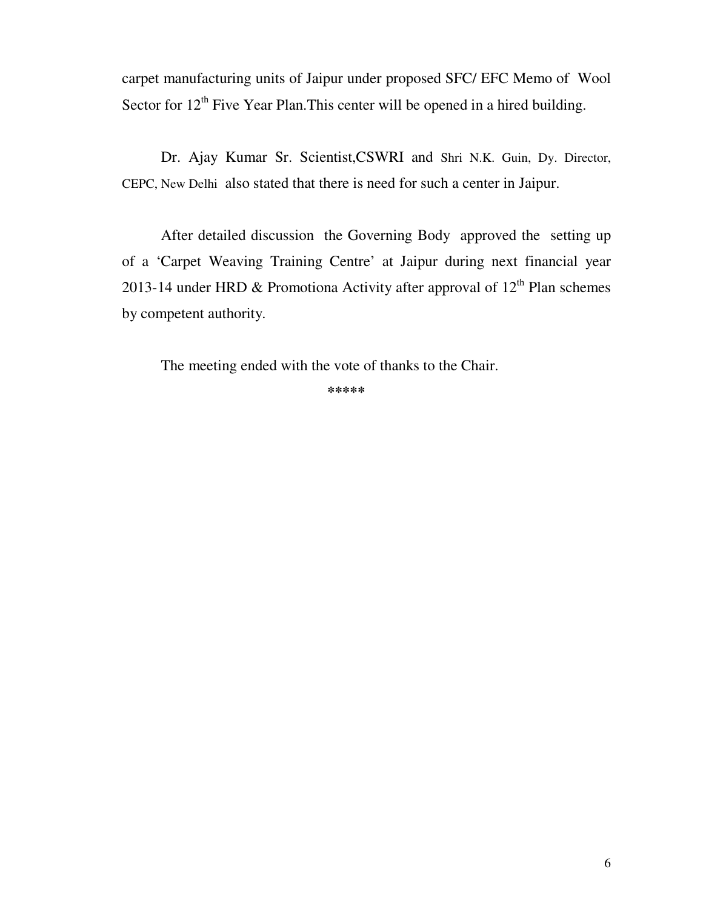carpet manufacturing units of Jaipur under proposed SFC/ EFC Memo of Wool Sector for 12th Five Year Plan.This center will be opened in a hired building.

Dr. Ajay Kumar Sr. Scientist,CSWRI and Shri N.K. Guin, Dy. Director, CEPC, New Delhi also stated that there is need for such a center in Jaipur.

After detailed discussion the Governing Body approved the setting up of a 'Carpet Weaving Training Centre' at Jaipur during next financial year 2013-14 under HRD & Promotiona Activity after approval of 12th Plan schemes by competent authority.

The meeting ended with the vote of thanks to the Chair.

*****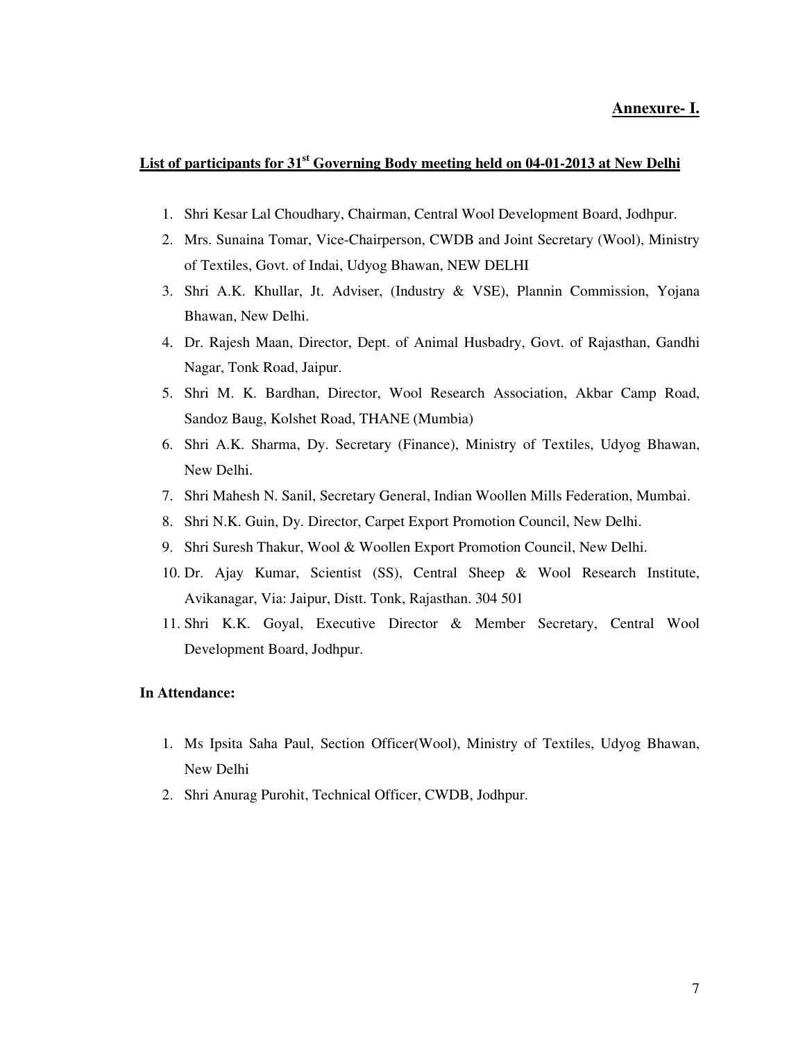**Annexure- I.**

**List of participants for 31st Governing Body meeting held on 04-01-2013 at New Delhi**

1. Shri Kesar Lal Choudhary, Chairman, Central Wool Development Board, Jodhpur.
2. Mrs. Sunaina Tomar, Vice-Chairperson, CWDB and Joint Secretary (Wool), Ministry of Textiles, Govt. of Indai, Udyog Bhawan, NEW DELHI
3. Shri A.K. Khullar, Jt. Adviser, (Industry & VSE), Plannin Commission, Yojana Bhawan, New Delhi.
4. Dr. Rajesh Maan, Director, Dept. of Animal Husbadry, Govt. of Rajasthan, Gandhi Nagar, Tonk Road, Jaipur.
5. Shri M. K. Bardhan, Director, Wool Research Association, Akbar Camp Road, Sandoz Baug, Kolshet Road, THANE (Mumbia)
6. Shri A.K. Sharma, Dy. Secretary (Finance), Ministry of Textiles, Udyog Bhawan, New Delhi.
7. Shri Mahesh N. Sanil, Secretary General, Indian Woollen Mills Federation, Mumbai.
8. Shri N.K. Guin, Dy. Director, Carpet Export Promotion Council, New Delhi.
9. Shri Suresh Thakur, Wool & Woollen Export Promotion Council, New Delhi.
10. Dr. Ajay Kumar, Scientist (SS), Central Sheep & Wool Research Institute, Avikanagar, Via: Jaipur, Distt. Tonk, Rajasthan. 304 501
11. Shri K.K. Goyal, Executive Director & Member Secretary, Central Wool Development Board, Jodhpur.

**In Attendance:**

1. Ms Ipsita Saha Paul, Section Officer(Wool), Ministry of Textiles, Udyog Bhawan, New Delhi
2. Shri Anurag Purohit, Technical Officer, CWDB, Jodhpur.